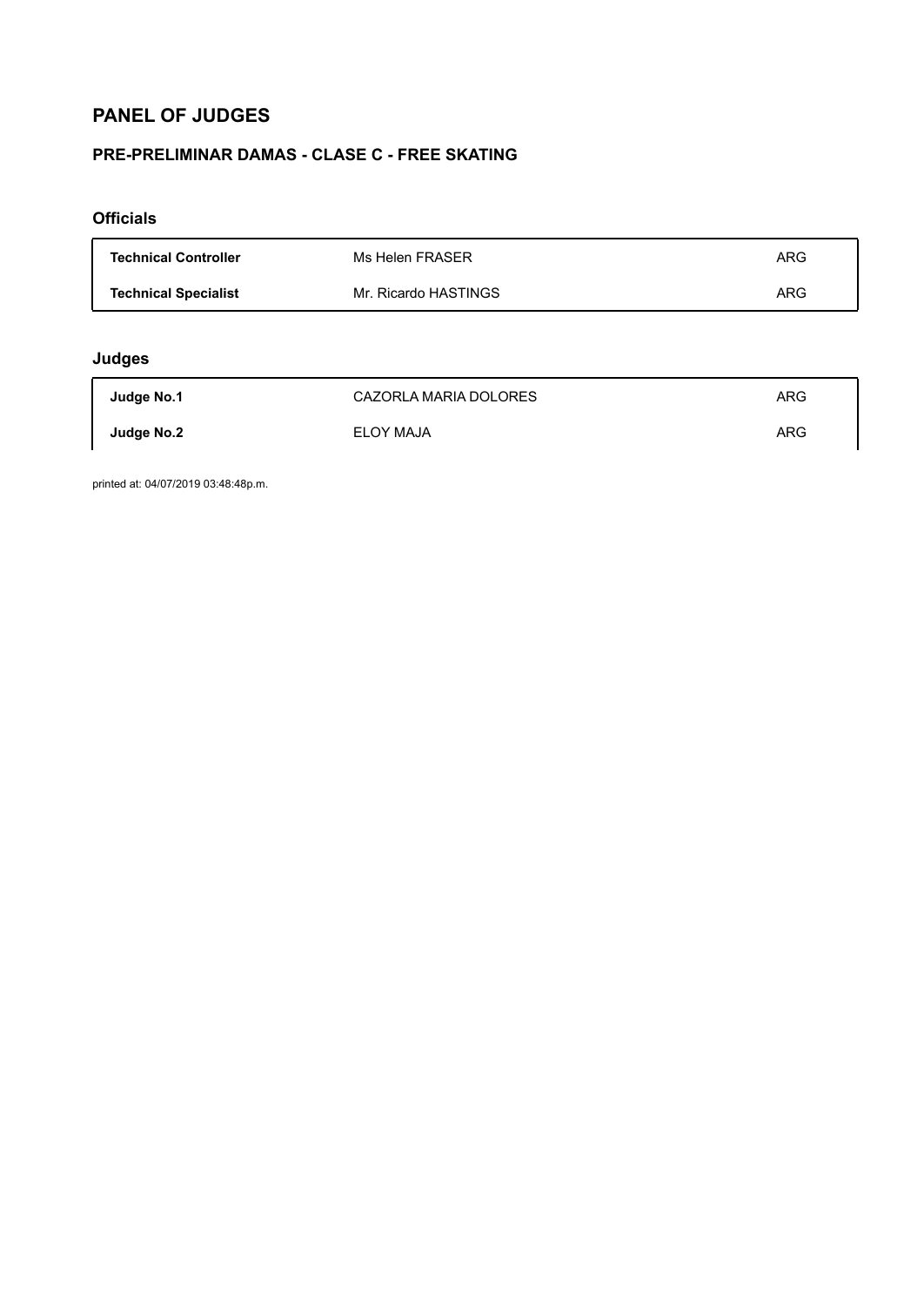# PANEL OF JUDGES

## PRE-PRELIMINAR DAMAS - CLASE C - FREE SKATING

### Officials

| | | |
|---|---|---|
| **Technical Controller** | Ms Helen FRASER | ARG |
| **Technical Specialist** | Mr. Ricardo HASTINGS | ARG |

### Judges

| | | |
|---|---|---|
| **Judge No.1** | CAZORLA MARIA DOLORES | ARG |
| **Judge No.2** | ELOY MAJA | ARG |

printed at: 04/07/2019 03:48:48p.m.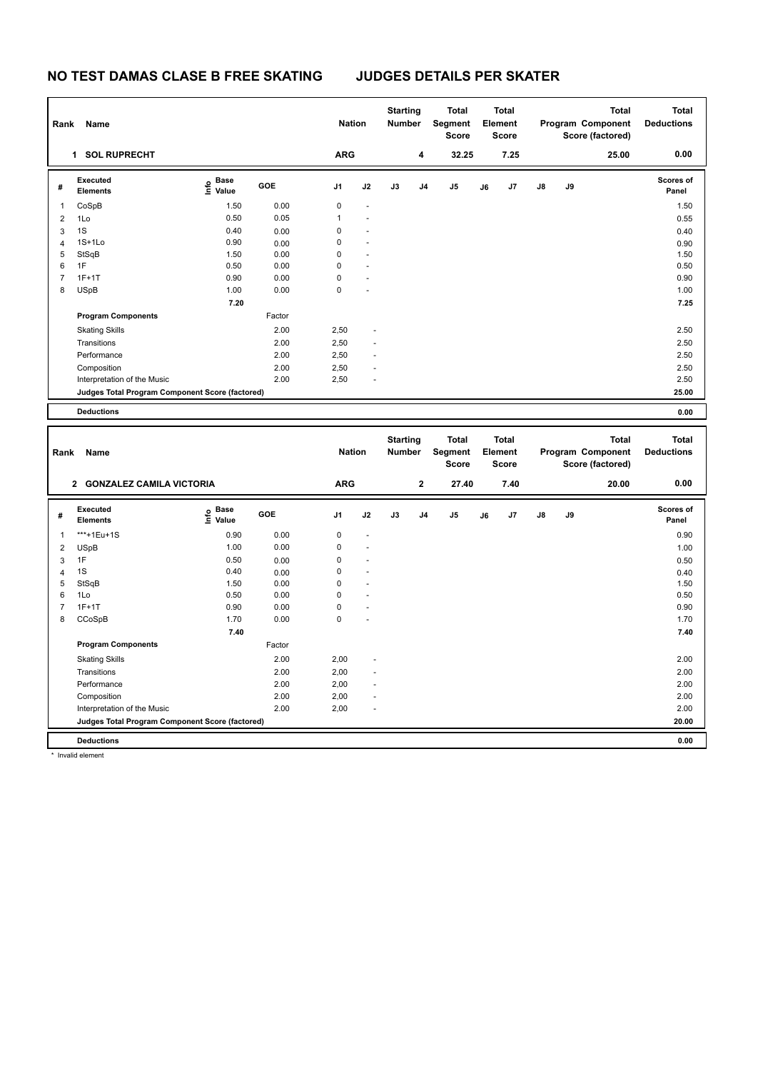# NO TEST DAMAS CLASE B FREE SKATING JUDGES DETAILS PER SKATER

| Rank | Name | Nation | Starting Number | Total Segment Score | Total Element Score | Total Program Component Score (factored) | Total Deductions |
|---|---|---|---|---|---|---|---|
| 1 | SOL RUPRECHT | ARG | 4 | 32.25 | 7.25 | 25.00 | 0.00 |

| # | Executed Elements | Info | Base Value | GOE | J1 | J2 | J3 | J4 | J5 | J6 | J7 | J8 | J9 | Scores of Panel |
|---|---|---|---|---|---|---|---|---|---|---|---|---|---|---|
| 1 | CoSpB | | 1.50 | 0.00 | 0 | - | | | | | | | | 1.50 |
| 2 | 1Lo | | 0.50 | 0.05 | 1 | - | | | | | | | | 0.55 |
| 3 | 1S | | 0.40 | 0.00 | 0 | - | | | | | | | | 0.40 |
| 4 | 1S+1Lo | | 0.90 | 0.00 | 0 | - | | | | | | | | 0.90 |
| 5 | StSqB | | 1.50 | 0.00 | 0 | - | | | | | | | | 1.50 |
| 6 | 1F | | 0.50 | 0.00 | 0 | - | | | | | | | | 0.50 |
| 7 | 1F+1T | | 0.90 | 0.00 | 0 | - | | | | | | | | 0.90 |
| 8 | USpB | | 1.00 | 0.00 | 0 | - | | | | | | | | 1.00 |
| | | | 7.20 | | | | | | | | | | | 7.25 |
| | **Program Components** | | | Factor | | | | | | | | | | |
| | Skating Skills | | | 2.00 | 2,50 | - | | | | | | | | 2.50 |
| | Transitions | | | 2.00 | 2,50 | - | | | | | | | | 2.50 |
| | Performance | | | 2.00 | 2,50 | - | | | | | | | | 2.50 |
| | Composition | | | 2.00 | 2,50 | - | | | | | | | | 2.50 |
| | Interpretation of the Music | | | 2.00 | 2,50 | - | | | | | | | | 2.50 |
| | **Judges Total Program Component Score (factored)** | | | | | | | | | | | | | 25.00 |
| | **Deductions** | | | | | | | | | | | | | 0.00 |

| Rank | Name | Nation | Starting Number | Total Segment Score | Total Element Score | Total Program Component Score (factored) | Total Deductions |
|---|---|---|---|---|---|---|---|
| 2 | GONZALEZ CAMILA VICTORIA | ARG | 2 | 27.40 | 7.40 | 20.00 | 0.00 |

| # | Executed Elements | Info | Base Value | GOE | J1 | J2 | J3 | J4 | J5 | J6 | J7 | J8 | J9 | Scores of Panel |
|---|---|---|---|---|---|---|---|---|---|---|---|---|---|---|
| 1 | ***+1Eu+1S | | 0.90 | 0.00 | 0 | - | | | | | | | | 0.90 |
| 2 | USpB | | 1.00 | 0.00 | 0 | - | | | | | | | | 1.00 |
| 3 | 1F | | 0.50 | 0.00 | 0 | - | | | | | | | | 0.50 |
| 4 | 1S | | 0.40 | 0.00 | 0 | - | | | | | | | | 0.40 |
| 5 | StSqB | | 1.50 | 0.00 | 0 | - | | | | | | | | 1.50 |
| 6 | 1Lo | | 0.50 | 0.00 | 0 | - | | | | | | | | 0.50 |
| 7 | 1F+1T | | 0.90 | 0.00 | 0 | - | | | | | | | | 0.90 |
| 8 | CCoSpB | | 1.70 | 0.00 | 0 | - | | | | | | | | 1.70 |
| | | | 7.40 | | | | | | | | | | | 7.40 |
| | **Program Components** | | | Factor | | | | | | | | | | |
| | Skating Skills | | | 2.00 | 2,00 | - | | | | | | | | 2.00 |
| | Transitions | | | 2.00 | 2,00 | - | | | | | | | | 2.00 |
| | Performance | | | 2.00 | 2,00 | - | | | | | | | | 2.00 |
| | Composition | | | 2.00 | 2,00 | - | | | | | | | | 2.00 |
| | Interpretation of the Music | | | 2.00 | 2,00 | - | | | | | | | | 2.00 |
| | **Judges Total Program Component Score (factored)** | | | | | | | | | | | | | 20.00 |
| | **Deductions** | | | | | | | | | | | | | 0.00 |

\* Invalid element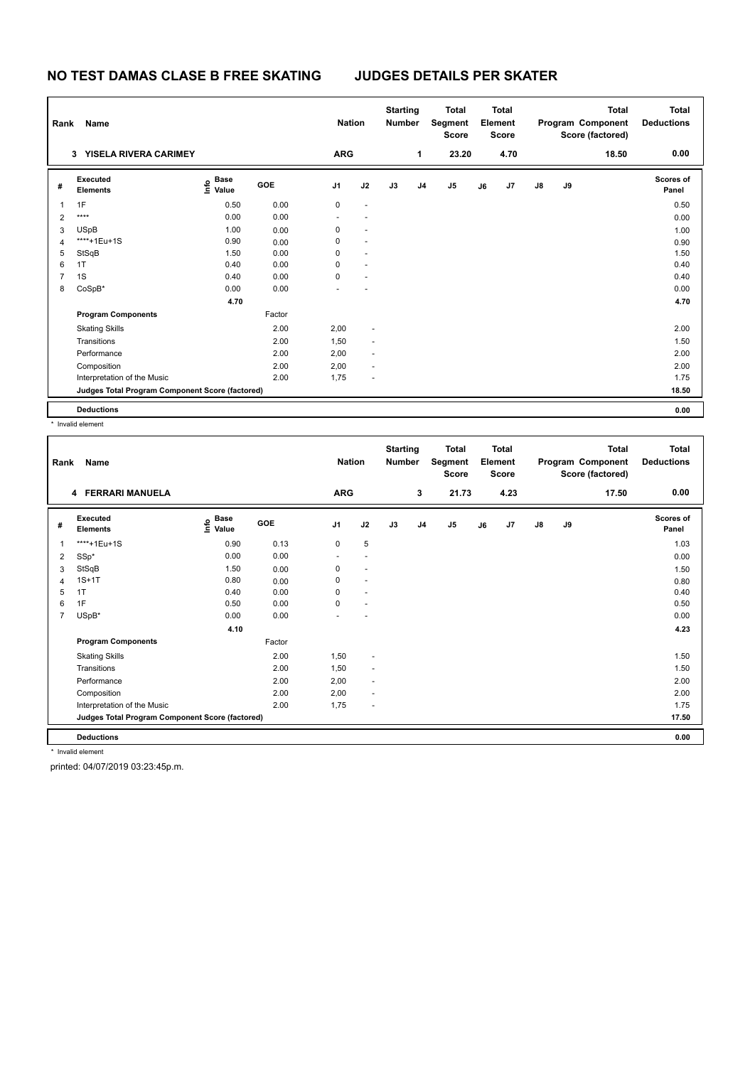# NO TEST DAMAS CLASE B FREE SKATING JUDGES DETAILS PER SKATER

| Rank | Name | Nation | Starting Number | Total Segment Score | Total Element Score | Total Program Component Score (factored) | Total Deductions |
|---|---|---|---|---|---|---|---|
| 3 | YISELA RIVERA CARIMEY | ARG | 1 | 23.20 | 4.70 | 18.50 | 0.00 |

| # | Executed Elements | Info | Base Value | GOE | J1 | J2 | J3 | J4 | J5 | J6 | J7 | J8 | J9 | Scores of Panel |
|---|---|---|---|---|---|---|---|---|---|---|---|---|---|---|
| 1 | 1F | | 0.50 | 0.00 | 0 | - | | | | | | | | 0.50 |
| 2 | **** | | 0.00 | 0.00 | - | - | | | | | | | | 0.00 |
| 3 | USpB | | 1.00 | 0.00 | 0 | - | | | | | | | | 1.00 |
| 4 | ****+1Eu+1S | | 0.90 | 0.00 | 0 | - | | | | | | | | 0.90 |
| 5 | StSqB | | 1.50 | 0.00 | 0 | - | | | | | | | | 1.50 |
| 6 | 1T | | 0.40 | 0.00 | 0 | - | | | | | | | | 0.40 |
| 7 | 1S | | 0.40 | 0.00 | 0 | - | | | | | | | | 0.40 |
| 8 | CoSpB* | | 0.00 | 0.00 | - | - | | | | | | | | 0.00 |
| | | | 4.70 | | | | | | | | | | | 4.70 |
| | **Program Components** | | | Factor | | | | | | | | | | |
| | Skating Skills | | | 2.00 | 2,00 | - | | | | | | | | 2.00 |
| | Transitions | | | 2.00 | 1,50 | - | | | | | | | | 1.50 |
| | Performance | | | 2.00 | 2,00 | - | | | | | | | | 2.00 |
| | Composition | | | 2.00 | 2,00 | - | | | | | | | | 2.00 |
| | Interpretation of the Music | | | 2.00 | 1,75 | - | | | | | | | | 1.75 |
| | **Judges Total Program Component Score (factored)** | | | | | | | | | | | | | 18.50 |
| | **Deductions** | | | | | | | | | | | | | 0.00 |

\* Invalid element

| Rank | Name | Nation | Starting Number | Total Segment Score | Total Element Score | Total Program Component Score (factored) | Total Deductions |
|---|---|---|---|---|---|---|---|
| 4 | FERRARI MANUELA | ARG | 3 | 21.73 | 4.23 | 17.50 | 0.00 |

| # | Executed Elements | Info | Base Value | GOE | J1 | J2 | J3 | J4 | J5 | J6 | J7 | J8 | J9 | Scores of Panel |
|---|---|---|---|---|---|---|---|---|---|---|---|---|---|---|
| 1 | ****+1Eu+1S | | 0.90 | 0.13 | 0 | 5 | | | | | | | | 1.03 |
| 2 | SSp* | | 0.00 | 0.00 | - | - | | | | | | | | 0.00 |
| 3 | StSqB | | 1.50 | 0.00 | 0 | - | | | | | | | | 1.50 |
| 4 | 1S+1T | | 0.80 | 0.00 | 0 | - | | | | | | | | 0.80 |
| 5 | 1T | | 0.40 | 0.00 | 0 | - | | | | | | | | 0.40 |
| 6 | 1F | | 0.50 | 0.00 | 0 | - | | | | | | | | 0.50 |
| 7 | USpB* | | 0.00 | 0.00 | - | - | | | | | | | | 0.00 |
| | | | 4.10 | | | | | | | | | | | 4.23 |
| | **Program Components** | | | Factor | | | | | | | | | | |
| | Skating Skills | | | 2.00 | 1,50 | - | | | | | | | | 1.50 |
| | Transitions | | | 2.00 | 1,50 | - | | | | | | | | 1.50 |
| | Performance | | | 2.00 | 2,00 | - | | | | | | | | 2.00 |
| | Composition | | | 2.00 | 2,00 | - | | | | | | | | 2.00 |
| | Interpretation of the Music | | | 2.00 | 1,75 | - | | | | | | | | 1.75 |
| | **Judges Total Program Component Score (factored)** | | | | | | | | | | | | | 17.50 |
| | **Deductions** | | | | | | | | | | | | | 0.00 |

\* Invalid element

printed: 04/07/2019 03:23:45p.m.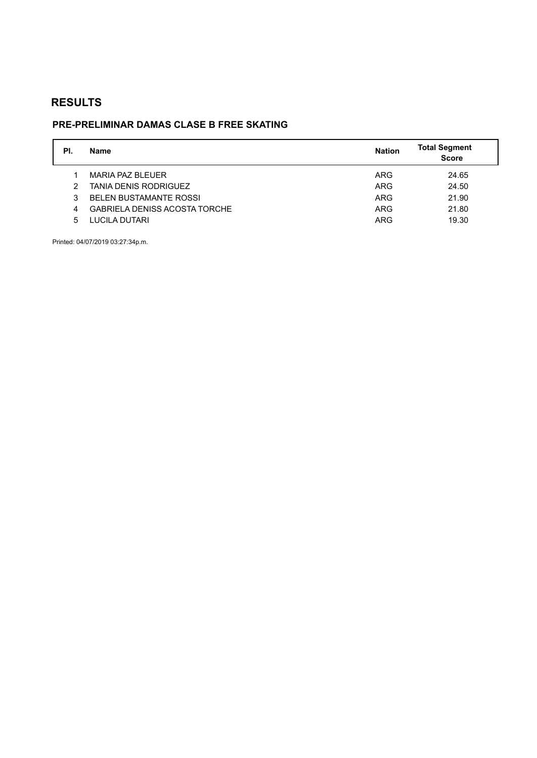# RESULTS

## PRE-PRELIMINAR DAMAS CLASE B FREE SKATING

| Pl. | Name | Nation | Total Segment Score |
|---|---|---|---|
| 1 | MARIA PAZ BLEUER | ARG | 24.65 |
| 2 | TANIA DENIS RODRIGUEZ | ARG | 24.50 |
| 3 | BELEN BUSTAMANTE ROSSI | ARG | 21.90 |
| 4 | GABRIELA DENISS ACOSTA TORCHE | ARG | 21.80 |
| 5 | LUCILA DUTARI | ARG | 19.30 |

Printed: 04/07/2019 03:27:34p.m.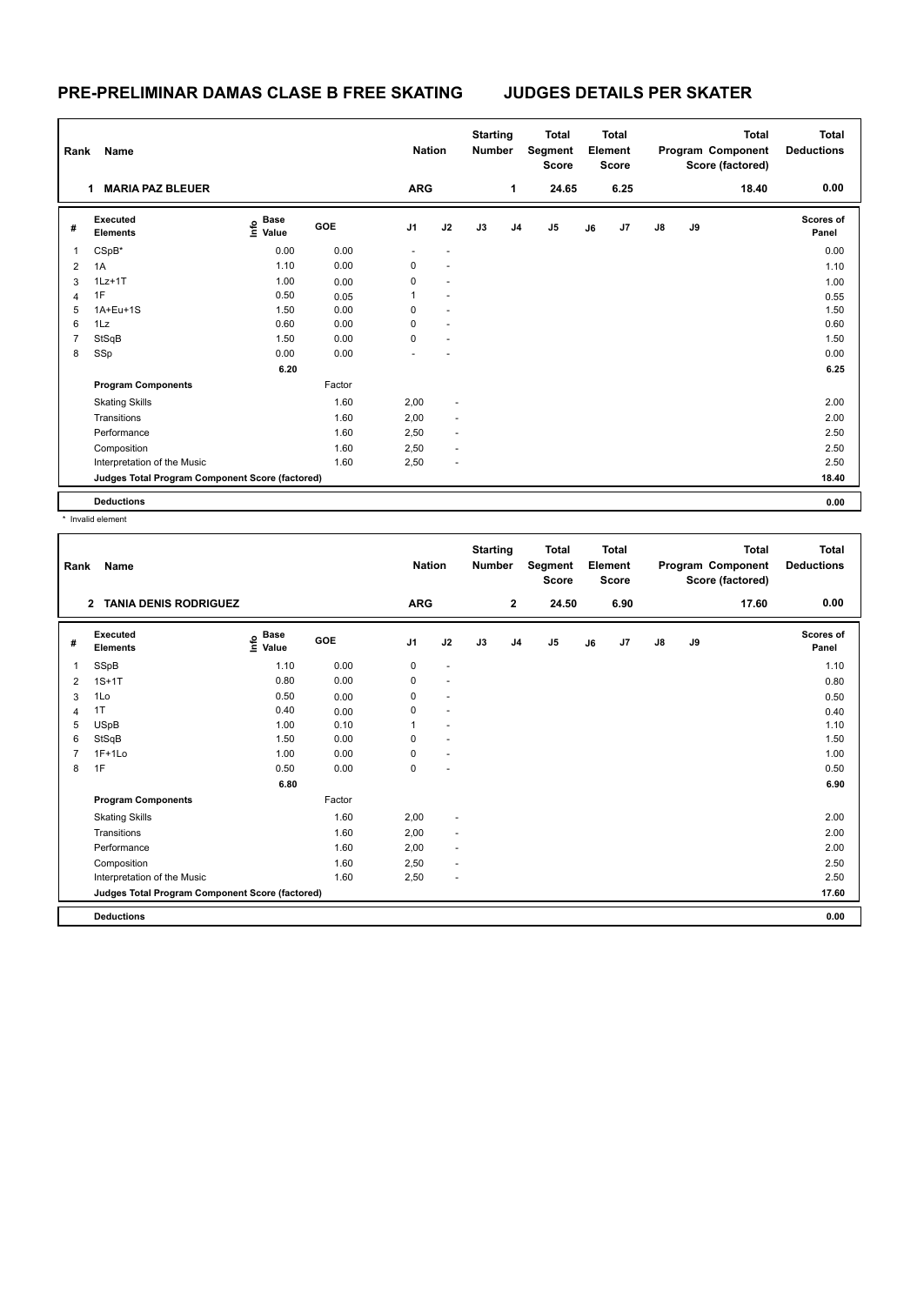# PRE-PRELIMINAR DAMAS CLASE B FREE SKATING JUDGES DETAILS PER SKATER

| Rank | Name | Nation | Starting Number | Total Segment Score | Total Element Score | Total Program Component Score (factored) | Total Deductions |
|---|---|---|---|---|---|---|---|
| 1 | MARIA PAZ BLEUER | ARG | 1 | 24.65 | 6.25 | 18.40 | 0.00 |

| # | Executed Elements | Info | Base Value | GOE | J1 | J2 | J3 | J4 | J5 | J6 | J7 | J8 | J9 | Scores of Panel |
|---|---|---|---|---|---|---|---|---|---|---|---|---|---|---|
| 1 | CSpB* | | 0.00 | 0.00 | - | - | | | | | | | | 0.00 |
| 2 | 1A | | 1.10 | 0.00 | 0 | - | | | | | | | | 1.10 |
| 3 | 1Lz+1T | | 1.00 | 0.00 | 0 | - | | | | | | | | 1.00 |
| 4 | 1F | | 0.50 | 0.05 | 1 | - | | | | | | | | 0.55 |
| 5 | 1A+Eu+1S | | 1.50 | 0.00 | 0 | - | | | | | | | | 1.50 |
| 6 | 1Lz | | 0.60 | 0.00 | 0 | - | | | | | | | | 0.60 |
| 7 | StSqB | | 1.50 | 0.00 | 0 | - | | | | | | | | 1.50 |
| 8 | SSp | | 0.00 | 0.00 | - | - | | | | | | | | 0.00 |
| | | | 6.20 | | | | | | | | | | | 6.25 |
| | **Program Components** | | | Factor | | | | | | | | | | |
| | Skating Skills | | | 1.60 | 2,00 | - | | | | | | | | 2.00 |
| | Transitions | | | 1.60 | 2,00 | - | | | | | | | | 2.00 |
| | Performance | | | 1.60 | 2,50 | - | | | | | | | | 2.50 |
| | Composition | | | 1.60 | 2,50 | - | | | | | | | | 2.50 |
| | Interpretation of the Music | | | 1.60 | 2,50 | - | | | | | | | | 2.50 |
| | **Judges Total Program Component Score (factored)** | | | | | | | | | | | | | 18.40 |
| | **Deductions** | | | | | | | | | | | | | 0.00 |

\* Invalid element

| Rank | Name | Nation | Starting Number | Total Segment Score | Total Element Score | Total Program Component Score (factored) | Total Deductions |
|---|---|---|---|---|---|---|---|
| 2 | TANIA DENIS RODRIGUEZ | ARG | 2 | 24.50 | 6.90 | 17.60 | 0.00 |

| # | Executed Elements | Info | Base Value | GOE | J1 | J2 | J3 | J4 | J5 | J6 | J7 | J8 | J9 | Scores of Panel |
|---|---|---|---|---|---|---|---|---|---|---|---|---|---|---|
| 1 | SSpB | | 1.10 | 0.00 | 0 | - | | | | | | | | 1.10 |
| 2 | 1S+1T | | 0.80 | 0.00 | 0 | - | | | | | | | | 0.80 |
| 3 | 1Lo | | 0.50 | 0.00 | 0 | - | | | | | | | | 0.50 |
| 4 | 1T | | 0.40 | 0.00 | 0 | - | | | | | | | | 0.40 |
| 5 | USpB | | 1.00 | 0.10 | 1 | - | | | | | | | | 1.10 |
| 6 | StSqB | | 1.50 | 0.00 | 0 | - | | | | | | | | 1.50 |
| 7 | 1F+1Lo | | 1.00 | 0.00 | 0 | - | | | | | | | | 1.00 |
| 8 | 1F | | 0.50 | 0.00 | 0 | - | | | | | | | | 0.50 |
| | | | 6.80 | | | | | | | | | | | 6.90 |
| | **Program Components** | | | Factor | | | | | | | | | | |
| | Skating Skills | | | 1.60 | 2,00 | - | | | | | | | | 2.00 |
| | Transitions | | | 1.60 | 2,00 | - | | | | | | | | 2.00 |
| | Performance | | | 1.60 | 2,00 | - | | | | | | | | 2.00 |
| | Composition | | | 1.60 | 2,50 | - | | | | | | | | 2.50 |
| | Interpretation of the Music | | | 1.60 | 2,50 | - | | | | | | | | 2.50 |
| | **Judges Total Program Component Score (factored)** | | | | | | | | | | | | | 17.60 |
| | **Deductions** | | | | | | | | | | | | | 0.00 |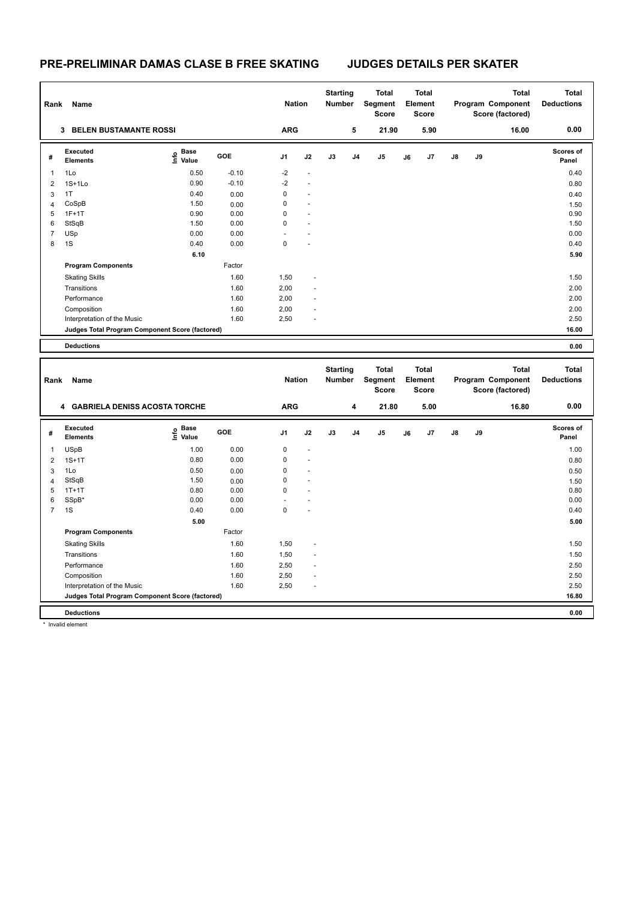# PRE-PRELIMINAR DAMAS CLASE B FREE SKATING JUDGES DETAILS PER SKATER

| Rank | Name | Nation | Starting Number | Total Segment Score | Total Element Score | Total Program Component Score (factored) | Total Deductions |
|---|---|---|---|---|---|---|---|
| 3 | BELEN BUSTAMANTE ROSSI | ARG | 5 | 21.90 | 5.90 | 16.00 | 0.00 |

| # | Executed Elements | Info | Base Value | GOE | J1 | J2 | J3 | J4 | J5 | J6 | J7 | J8 | J9 | Scores of Panel |
|---|---|---|---|---|---|---|---|---|---|---|---|---|---|---|
| 1 | 1Lo | | 0.50 | -0.10 | -2 | - | | | | | | | | 0.40 |
| 2 | 1S+1Lo | | 0.90 | -0.10 | -2 | - | | | | | | | | 0.80 |
| 3 | 1T | | 0.40 | 0.00 | 0 | - | | | | | | | | 0.40 |
| 4 | CoSpB | | 1.50 | 0.00 | 0 | - | | | | | | | | 1.50 |
| 5 | 1F+1T | | 0.90 | 0.00 | 0 | - | | | | | | | | 0.90 |
| 6 | StSqB | | 1.50 | 0.00 | 0 | - | | | | | | | | 1.50 |
| 7 | USp | | 0.00 | 0.00 | - | - | | | | | | | | 0.00 |
| 8 | 1S | | 0.40 | 0.00 | 0 | - | | | | | | | | 0.40 |
| | | | 6.10 | | | | | | | | | | | 5.90 |

| Program Components | Factor | J1 | J2 | J3 | J4 | J5 | J6 | J7 | J8 | J9 | |
|---|---|---|---|---|---|---|---|---|---|---|---|
| Skating Skills | 1.60 | 1,50 | - | | | | | | | | 1.50 |
| Transitions | 1.60 | 2,00 | - | | | | | | | | 2.00 |
| Performance | 1.60 | 2,00 | - | | | | | | | | 2.00 |
| Composition | 1.60 | 2,00 | - | | | | | | | | 2.00 |
| Interpretation of the Music | 1.60 | 2,50 | - | | | | | | | | 2.50 |
| Judges Total Program Component Score (factored) | | | | | | | | | | | 16.00 |

**Deductions** 0.00

| Rank | Name | Nation | Starting Number | Total Segment Score | Total Element Score | Total Program Component Score (factored) | Total Deductions |
|---|---|---|---|---|---|---|---|
| 4 | GABRIELA DENISS ACOSTA TORCHE | ARG | 4 | 21.80 | 5.00 | 16.80 | 0.00 |

| # | Executed Elements | Info | Base Value | GOE | J1 | J2 | J3 | J4 | J5 | J6 | J7 | J8 | J9 | Scores of Panel |
|---|---|---|---|---|---|---|---|---|---|---|---|---|---|---|
| 1 | USpB | | 1.00 | 0.00 | 0 | - | | | | | | | | 1.00 |
| 2 | 1S+1T | | 0.80 | 0.00 | 0 | - | | | | | | | | 0.80 |
| 3 | 1Lo | | 0.50 | 0.00 | 0 | - | | | | | | | | 0.50 |
| 4 | StSqB | | 1.50 | 0.00 | 0 | - | | | | | | | | 1.50 |
| 5 | 1T+1T | | 0.80 | 0.00 | 0 | - | | | | | | | | 0.80 |
| 6 | SSpB* | | 0.00 | 0.00 | - | - | | | | | | | | 0.00 |
| 7 | 1S | | 0.40 | 0.00 | 0 | - | | | | | | | | 0.40 |
| | | | 5.00 | | | | | | | | | | | 5.00 |

| Program Components | Factor | J1 | J2 | J3 | J4 | J5 | J6 | J7 | J8 | J9 | |
|---|---|---|---|---|---|---|---|---|---|---|---|
| Skating Skills | 1.60 | 1,50 | - | | | | | | | | 1.50 |
| Transitions | 1.60 | 1,50 | - | | | | | | | | 1.50 |
| Performance | 1.60 | 2,50 | - | | | | | | | | 2.50 |
| Composition | 1.60 | 2,50 | - | | | | | | | | 2.50 |
| Interpretation of the Music | 1.60 | 2,50 | - | | | | | | | | 2.50 |
| Judges Total Program Component Score (factored) | | | | | | | | | | | 16.80 |

**Deductions** 0.00

* Invalid element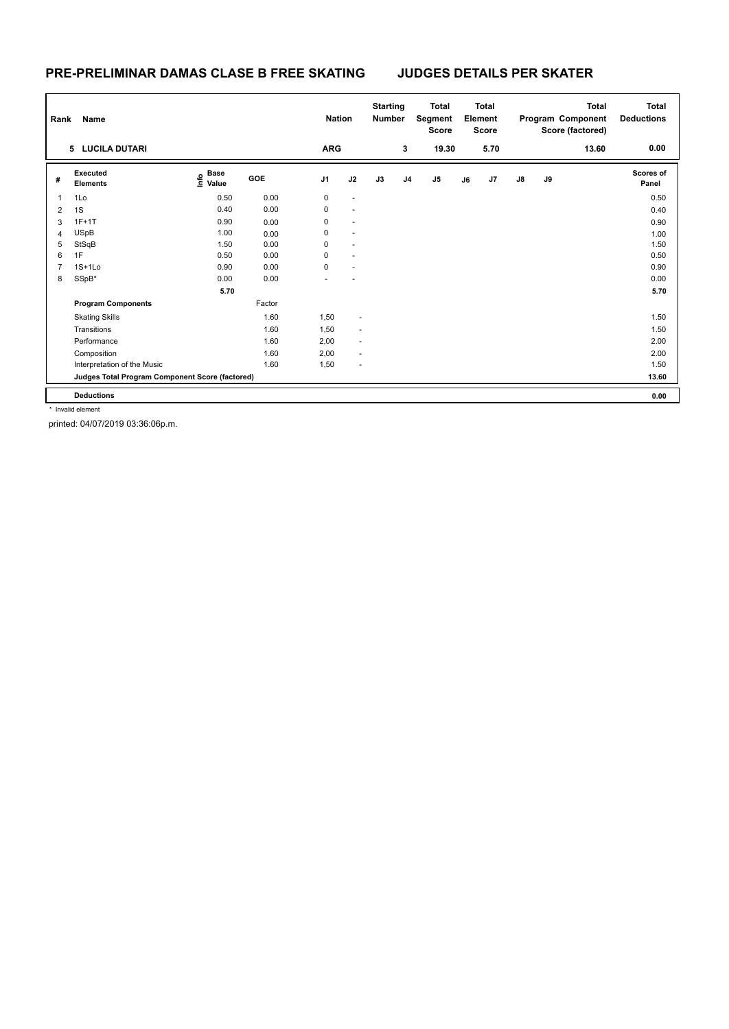# PRE-PRELIMINAR DAMAS CLASE B FREE SKATING JUDGES DETAILS PER SKATER

| Rank | Name | Nation | Starting Number | Total Segment Score | Total Element Score | Total Program Component Score (factored) | Total Deductions |
|---|---|---|---|---|---|---|---|
| 5 | LUCILA DUTARI | ARG | 3 | 19.30 | 5.70 | 13.60 | 0.00 |

| # | Executed Elements | Info | Base Value | GOE | J1 | J2 | J3 | J4 | J5 | J6 | J7 | J8 | J9 | Scores of Panel |
|---|---|---|---|---|---|---|---|---|---|---|---|---|---|---|
| 1 | 1Lo | | 0.50 | 0.00 | 0 | - | | | | | | | | 0.50 |
| 2 | 1S | | 0.40 | 0.00 | 0 | - | | | | | | | | 0.40 |
| 3 | 1F+1T | | 0.90 | 0.00 | 0 | - | | | | | | | | 0.90 |
| 4 | USpB | | 1.00 | 0.00 | 0 | - | | | | | | | | 1.00 |
| 5 | StSqB | | 1.50 | 0.00 | 0 | - | | | | | | | | 1.50 |
| 6 | 1F | | 0.50 | 0.00 | 0 | - | | | | | | | | 0.50 |
| 7 | 1S+1Lo | | 0.90 | 0.00 | 0 | - | | | | | | | | 0.90 |
| 8 | SSpB* | | 0.00 | 0.00 | - | - | | | | | | | | 0.00 |
| | | | 5.70 | | | | | | | | | | | 5.70 |
| | **Program Components** | | | Factor | | | | | | | | | | |
| | Skating Skills | | | 1.60 | 1,50 | - | | | | | | | | 1.50 |
| | Transitions | | | 1.60 | 1,50 | - | | | | | | | | 1.50 |
| | Performance | | | 1.60 | 2,00 | - | | | | | | | | 2.00 |
| | Composition | | | 1.60 | 2,00 | - | | | | | | | | 2.00 |
| | Interpretation of the Music | | | 1.60 | 1,50 | - | | | | | | | | 1.50 |
| | **Judges Total Program Component Score (factored)** | | | | | | | | | | | | | 13.60 |
| | **Deductions** | | | | | | | | | | | | | 0.00 |

\* Invalid element

printed: 04/07/2019 03:36:06p.m.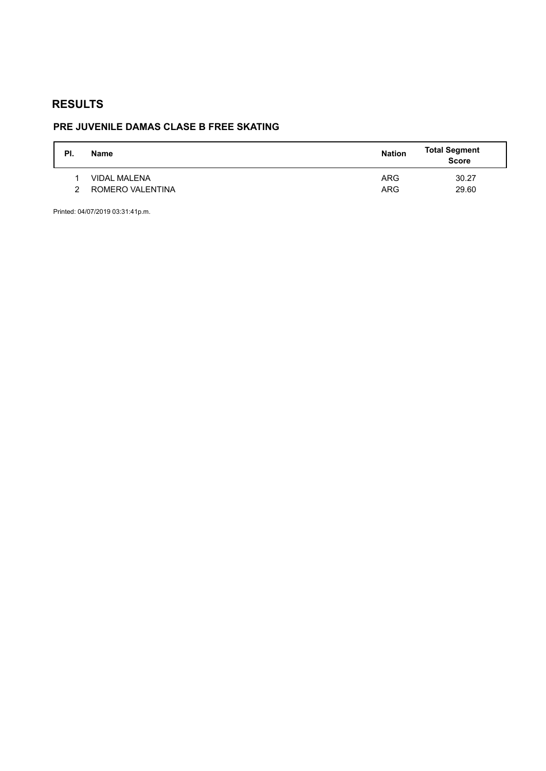# RESULTS

## PRE JUVENILE DAMAS CLASE B FREE SKATING

| Pl. | Name | Nation | Total Segment Score |
|---|---|---|---|
| 1 | VIDAL MALENA | ARG | 30.27 |
| 2 | ROMERO VALENTINA | ARG | 29.60 |

Printed: 04/07/2019 03:31:41p.m.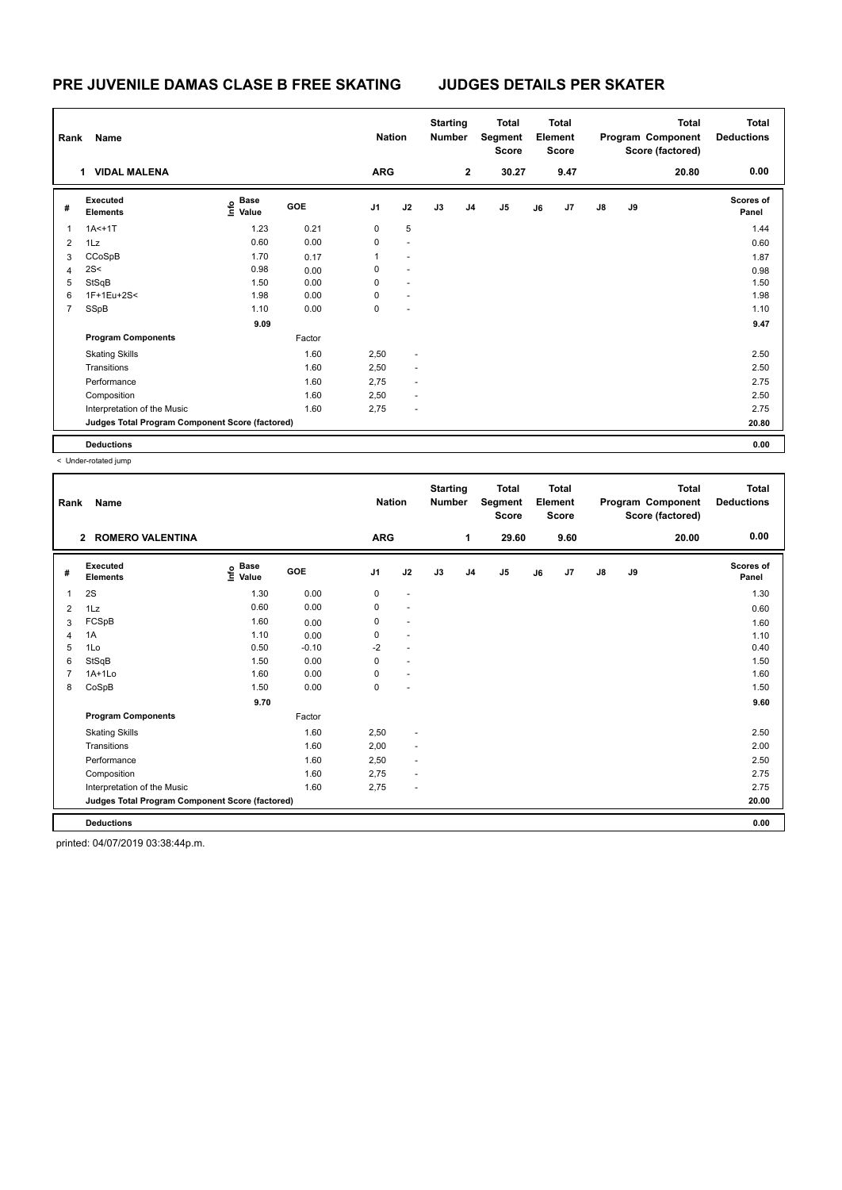# PRE JUVENILE DAMAS CLASE B FREE SKATING JUDGES DETAILS PER SKATER

| Rank | Name | Nation | Starting Number | Total Segment Score | Total Element Score | Total Program Component Score (factored) | Total Deductions |
|---|---|---|---|---|---|---|---|
| 1 | VIDAL MALENA | ARG | 2 | 30.27 | 9.47 | 20.80 | 0.00 |

| # | Executed Elements | Info | Base Value | GOE | J1 | J2 | J3 | J4 | J5 | J6 | J7 | J8 | J9 | Scores of Panel |
|---|---|---|---|---|---|---|---|---|---|---|---|---|---|---|
| 1 | 1A<+1T | | 1.23 | 0.21 | 0 | 5 | | | | | | | | 1.44 |
| 2 | 1Lz | | 0.60 | 0.00 | 0 | - | | | | | | | | 0.60 |
| 3 | CCoSpB | | 1.70 | 0.17 | 1 | - | | | | | | | | 1.87 |
| 4 | 2S< | | 0.98 | 0.00 | 0 | - | | | | | | | | 0.98 |
| 5 | StSqB | | 1.50 | 0.00 | 0 | - | | | | | | | | 1.50 |
| 6 | 1F+1Eu+2S< | | 1.98 | 0.00 | 0 | - | | | | | | | | 1.98 |
| 7 | SSpB | | 1.10 | 0.00 | 0 | - | | | | | | | | 1.10 |
| | | | 9.09 | | | | | | | | | | | 9.47 |

| Program Components | Factor | J1 | J2 | Scores of Panel |
|---|---|---|---|---|
| Skating Skills | 1.60 | 2,50 | - | 2.50 |
| Transitions | 1.60 | 2,50 | - | 2.50 |
| Performance | 1.60 | 2,75 | - | 2.75 |
| Composition | 1.60 | 2,50 | - | 2.50 |
| Interpretation of the Music | 1.60 | 2,75 | - | 2.75 |
| Judges Total Program Component Score (factored) | | | | 20.80 |

**Deductions** 0.00

< Under-rotated jump

| Rank | Name | Nation | Starting Number | Total Segment Score | Total Element Score | Total Program Component Score (factored) | Total Deductions |
|---|---|---|---|---|---|---|---|
| 2 | ROMERO VALENTINA | ARG | 1 | 29.60 | 9.60 | 20.00 | 0.00 |

| # | Executed Elements | Info | Base Value | GOE | J1 | J2 | J3 | J4 | J5 | J6 | J7 | J8 | J9 | Scores of Panel |
|---|---|---|---|---|---|---|---|---|---|---|---|---|---|---|
| 1 | 2S | | 1.30 | 0.00 | 0 | - | | | | | | | | 1.30 |
| 2 | 1Lz | | 0.60 | 0.00 | 0 | - | | | | | | | | 0.60 |
| 3 | FCSpB | | 1.60 | 0.00 | 0 | - | | | | | | | | 1.60 |
| 4 | 1A | | 1.10 | 0.00 | 0 | - | | | | | | | | 1.10 |
| 5 | 1Lo | | 0.50 | -0.10 | -2 | - | | | | | | | | 0.40 |
| 6 | StSqB | | 1.50 | 0.00 | 0 | - | | | | | | | | 1.50 |
| 7 | 1A+1Lo | | 1.60 | 0.00 | 0 | - | | | | | | | | 1.60 |
| 8 | CoSpB | | 1.50 | 0.00 | 0 | - | | | | | | | | 1.50 |
| | | | 9.70 | | | | | | | | | | | 9.60 |

| Program Components | Factor | J1 | J2 | Scores of Panel |
|---|---|---|---|---|
| Skating Skills | 1.60 | 2,50 | - | 2.50 |
| Transitions | 1.60 | 2,00 | - | 2.00 |
| Performance | 1.60 | 2,50 | - | 2.50 |
| Composition | 1.60 | 2,75 | - | 2.75 |
| Interpretation of the Music | 1.60 | 2,75 | - | 2.75 |
| Judges Total Program Component Score (factored) | | | | 20.00 |

**Deductions** 0.00

printed: 04/07/2019 03:38:44p.m.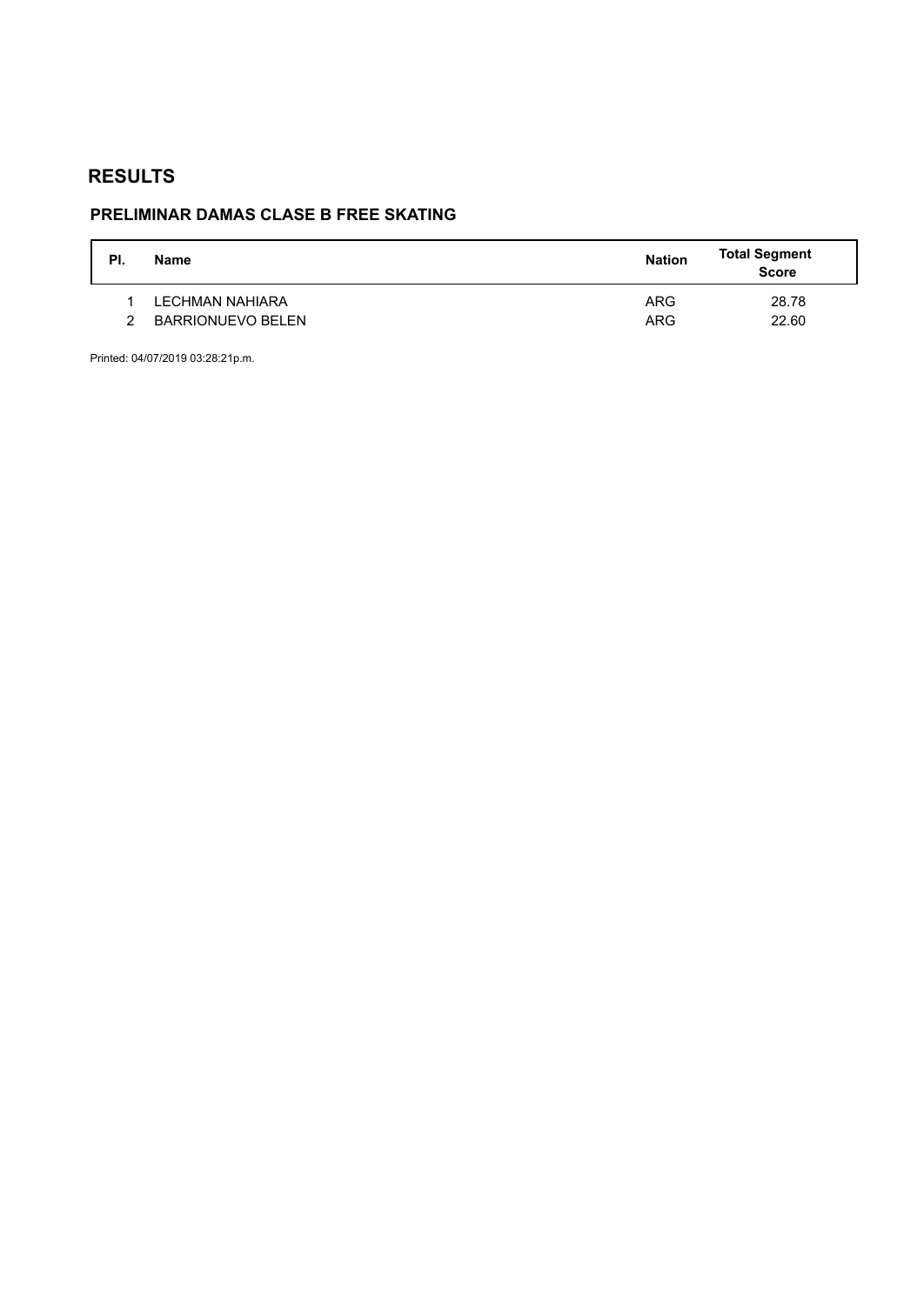# RESULTS

## PRELIMINAR DAMAS CLASE B FREE SKATING

| Pl. | Name | Nation | Total Segment Score |
|---|---|---|---|
| 1 | LECHMAN NAHIARA | ARG | 28.78 |
| 2 | BARRIONUEVO BELEN | ARG | 22.60 |

Printed: 04/07/2019 03:28:21p.m.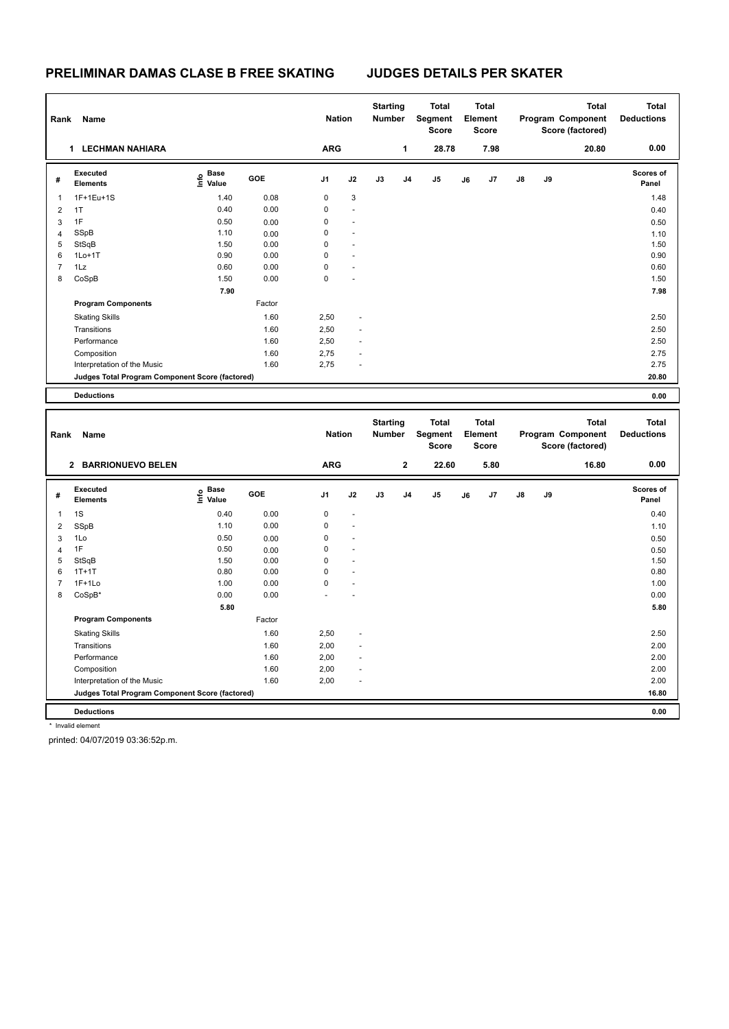# PRELIMINAR DAMAS CLASE B FREE SKATING — JUDGES DETAILS PER SKATER

| Rank | Name | Nation | Starting Number | Total Segment Score | Total Element Score | Total Program Component Score (factored) | Total Deductions |
|---|---|---|---|---|---|---|---|
| 1 | LECHMAN NAHIARA | ARG | 1 | 28.78 | 7.98 | 20.80 | 0.00 |

| # | Executed Elements | Info | Base Value | GOE | J1 | J2 | J3 | J4 | J5 | J6 | J7 | J8 | J9 | Scores of Panel |
|---|---|---|---|---|---|---|---|---|---|---|---|---|---|---|
| 1 | 1F+1Eu+1S | | 1.40 | 0.08 | 0 | 3 | | | | | | | | 1.48 |
| 2 | 1T | | 0.40 | 0.00 | 0 | - | | | | | | | | 0.40 |
| 3 | 1F | | 0.50 | 0.00 | 0 | - | | | | | | | | 0.50 |
| 4 | SSpB | | 1.10 | 0.00 | 0 | - | | | | | | | | 1.10 |
| 5 | StSqB | | 1.50 | 0.00 | 0 | - | | | | | | | | 1.50 |
| 6 | 1Lo+1T | | 0.90 | 0.00 | 0 | - | | | | | | | | 0.90 |
| 7 | 1Lz | | 0.60 | 0.00 | 0 | - | | | | | | | | 0.60 |
| 8 | CoSpB | | 1.50 | 0.00 | 0 | - | | | | | | | | 1.50 |
| | | | 7.90 | | | | | | | | | | | 7.98 |

| Program Components | Factor | J1 | J2 | Scores of Panel |
|---|---|---|---|---|
| Skating Skills | 1.60 | 2,50 | - | 2.50 |
| Transitions | 1.60 | 2,50 | - | 2.50 |
| Performance | 1.60 | 2,50 | - | 2.50 |
| Composition | 1.60 | 2,75 | - | 2.75 |
| Interpretation of the Music | 1.60 | 2,75 | - | 2.75 |
| Judges Total Program Component Score (factored) | | | | 20.80 |
| Deductions | | | | 0.00 |

| Rank | Name | Nation | Starting Number | Total Segment Score | Total Element Score | Total Program Component Score (factored) | Total Deductions |
|---|---|---|---|---|---|---|---|
| 2 | BARRIONUEVO BELEN | ARG | 2 | 22.60 | 5.80 | 16.80 | 0.00 |

| # | Executed Elements | Info | Base Value | GOE | J1 | J2 | J3 | J4 | J5 | J6 | J7 | J8 | J9 | Scores of Panel |
|---|---|---|---|---|---|---|---|---|---|---|---|---|---|---|
| 1 | 1S | | 0.40 | 0.00 | 0 | - | | | | | | | | 0.40 |
| 2 | SSpB | | 1.10 | 0.00 | 0 | - | | | | | | | | 1.10 |
| 3 | 1Lo | | 0.50 | 0.00 | 0 | - | | | | | | | | 0.50 |
| 4 | 1F | | 0.50 | 0.00 | 0 | - | | | | | | | | 0.50 |
| 5 | StSqB | | 1.50 | 0.00 | 0 | - | | | | | | | | 1.50 |
| 6 | 1T+1T | | 0.80 | 0.00 | 0 | - | | | | | | | | 0.80 |
| 7 | 1F+1Lo | | 1.00 | 0.00 | 0 | - | | | | | | | | 1.00 |
| 8 | CoSpB* | | 0.00 | 0.00 | - | - | | | | | | | | 0.00 |
| | | | 5.80 | | | | | | | | | | | 5.80 |

| Program Components | Factor | J1 | J2 | Scores of Panel |
|---|---|---|---|---|
| Skating Skills | 1.60 | 2,50 | - | 2.50 |
| Transitions | 1.60 | 2,00 | - | 2.00 |
| Performance | 1.60 | 2,00 | - | 2.00 |
| Composition | 1.60 | 2,00 | - | 2.00 |
| Interpretation of the Music | 1.60 | 2,00 | - | 2.00 |
| Judges Total Program Component Score (factored) | | | | 16.80 |
| Deductions | | | | 0.00 |

* Invalid element

printed: 04/07/2019 03:36:52p.m.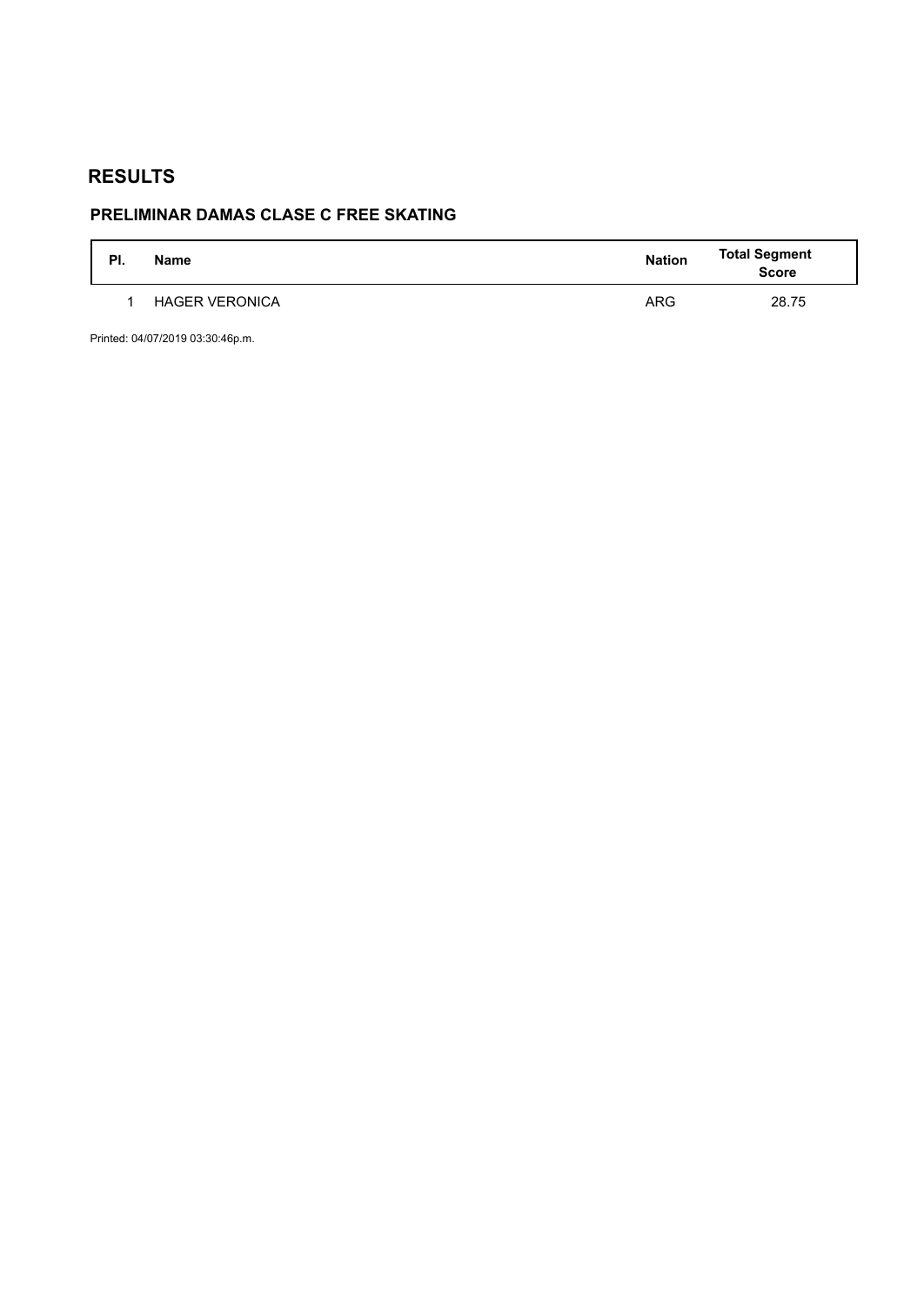# RESULTS

## PRELIMINAR DAMAS CLASE C FREE SKATING

| Pl. | Name | Nation | Total Segment Score |
|---|---|---|---|
| 1 | HAGER VERONICA | ARG | 28.75 |

Printed: 04/07/2019 03:30:46p.m.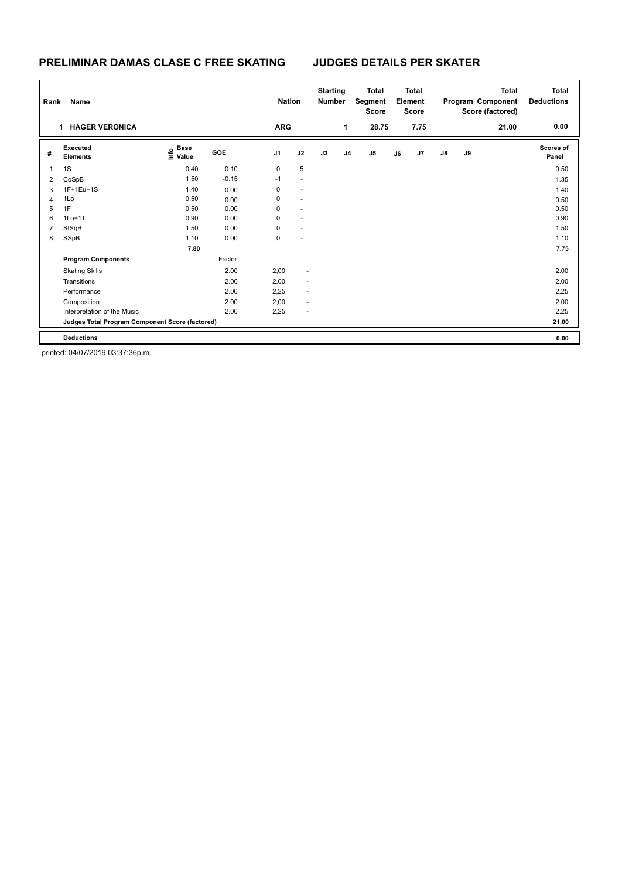# PRELIMINAR DAMAS CLASE C FREE SKATING JUDGES DETAILS PER SKATER

| Rank | Name | Nation | Starting Number | Total Segment Score | Total Element Score | Total Program Component Score (factored) | Total Deductions |
|---|---|---|---|---|---|---|---|
| 1 | HAGER VERONICA | ARG | 1 | 28.75 | 7.75 | 21.00 | 0.00 |

| # | Executed Elements | Info | Base Value | GOE | J1 | J2 | J3 | J4 | J5 | J6 | J7 | J8 | J9 | Scores of Panel |
|---|---|---|---|---|---|---|---|---|---|---|---|---|---|---|
| 1 | 1S | | 0.40 | 0.10 | 0 | 5 | | | | | | | | 0.50 |
| 2 | CoSpB | | 1.50 | -0.15 | -1 | - | | | | | | | | 1.35 |
| 3 | 1F+1Eu+1S | | 1.40 | 0.00 | 0 | - | | | | | | | | 1.40 |
| 4 | 1Lo | | 0.50 | 0.00 | 0 | - | | | | | | | | 0.50 |
| 5 | 1F | | 0.50 | 0.00 | 0 | - | | | | | | | | 0.50 |
| 6 | 1Lo+1T | | 0.90 | 0.00 | 0 | - | | | | | | | | 0.90 |
| 7 | StSqB | | 1.50 | 0.00 | 0 | - | | | | | | | | 1.50 |
| 8 | SSpB | | 1.10 | 0.00 | 0 | - | | | | | | | | 1.10 |
| | | | 7.80 | | | | | | | | | | | 7.75 |
| | **Program Components** | | | Factor | | | | | | | | | | |
| | Skating Skills | | | 2.00 | 2,00 | - | | | | | | | | 2.00 |
| | Transitions | | | 2.00 | 2,00 | - | | | | | | | | 2.00 |
| | Performance | | | 2.00 | 2,25 | - | | | | | | | | 2.25 |
| | Composition | | | 2.00 | 2,00 | - | | | | | | | | 2.00 |
| | Interpretation of the Music | | | 2.00 | 2,25 | - | | | | | | | | 2.25 |
| | **Judges Total Program Component Score (factored)** | | | | | | | | | | | | | 21.00 |
| | **Deductions** | | | | | | | | | | | | | 0.00 |

printed: 04/07/2019 03:37:36p.m.